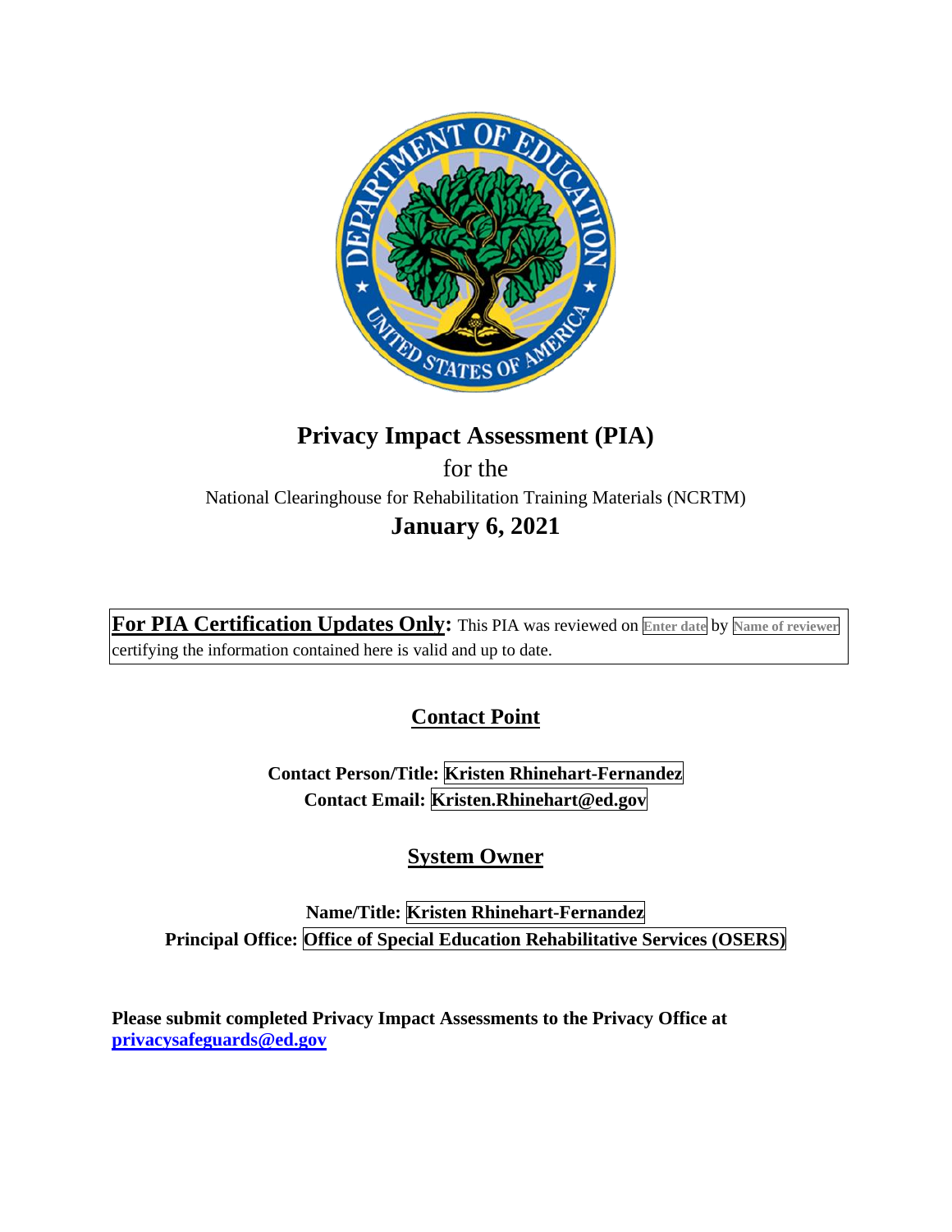# Privacy Impact Assessment (PIA)

for the

National Clearinghouse for Rehabilitation Training Materials (NCRTM)

## January 6, 2021

**For PIA Certification Updates Only:** This PIA was reviewed on Enter date by Name of reviewer certifying the information contained here is valid and up to date.

## Contact Point

**Contact Person/Title: Kristen Rhinehart-Fernandez**

**Contact Email: Kristen.Rhinehart@ed.gov**

## System Owner

**Name/Title: Kristen Rhinehart-Fernandez**

**Principal Office: Office of Special Education Rehabilitative Services (OSERS)**

**Please submit completed Privacy Impact Assessments to the Privacy Office at privacysafeguards@ed.gov**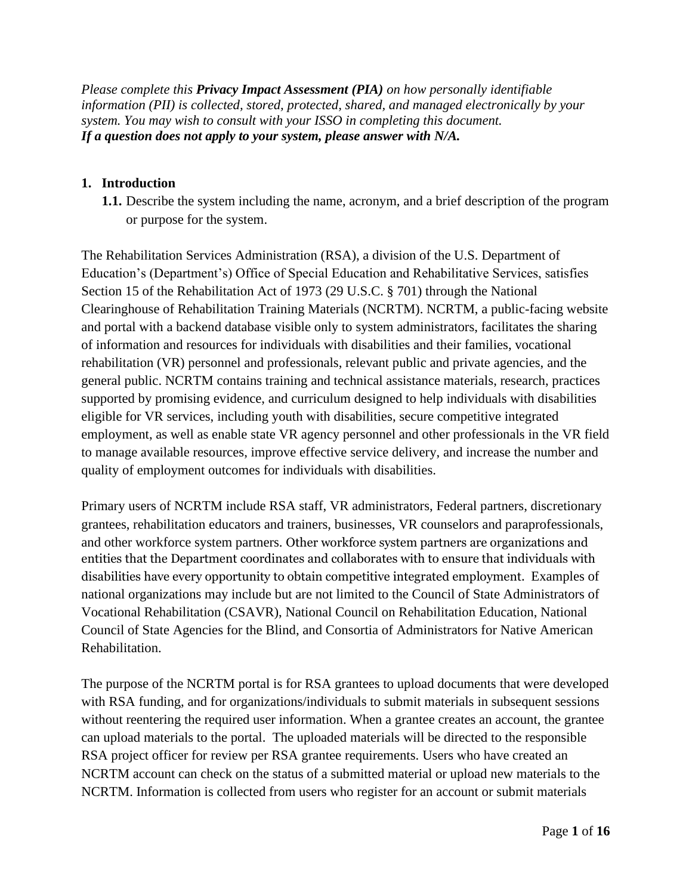*Please complete this* ***Privacy Impact Assessment (PIA)*** *on how personally identifiable information (PII) is collected, stored, protected, shared, and managed electronically by your system. You may wish to consult with your ISSO in completing this document.*
***If a question does not apply to your system, please answer with N/A.***

**1. Introduction**

**1.1.** Describe the system including the name, acronym, and a brief description of the program or purpose for the system.

The Rehabilitation Services Administration (RSA), a division of the U.S. Department of Education's (Department's) Office of Special Education and Rehabilitative Services, satisfies Section 15 of the Rehabilitation Act of 1973 (29 U.S.C. § 701) through the National Clearinghouse of Rehabilitation Training Materials (NCRTM). NCRTM, a public-facing website and portal with a backend database visible only to system administrators, facilitates the sharing of information and resources for individuals with disabilities and their families, vocational rehabilitation (VR) personnel and professionals, relevant public and private agencies, and the general public. NCRTM contains training and technical assistance materials, research, practices supported by promising evidence, and curriculum designed to help individuals with disabilities eligible for VR services, including youth with disabilities, secure competitive integrated employment, as well as enable state VR agency personnel and other professionals in the VR field to manage available resources, improve effective service delivery, and increase the number and quality of employment outcomes for individuals with disabilities.

Primary users of NCRTM include RSA staff, VR administrators, Federal partners, discretionary grantees, rehabilitation educators and trainers, businesses, VR counselors and paraprofessionals, and other workforce system partners. Other workforce system partners are organizations and entities that the Department coordinates and collaborates with to ensure that individuals with disabilities have every opportunity to obtain competitive integrated employment. Examples of national organizations may include but are not limited to the Council of State Administrators of Vocational Rehabilitation (CSAVR), National Council on Rehabilitation Education, National Council of State Agencies for the Blind, and Consortia of Administrators for Native American Rehabilitation.

The purpose of the NCRTM portal is for RSA grantees to upload documents that were developed with RSA funding, and for organizations/individuals to submit materials in subsequent sessions without reentering the required user information. When a grantee creates an account, the grantee can upload materials to the portal. The uploaded materials will be directed to the responsible RSA project officer for review per RSA grantee requirements. Users who have created an NCRTM account can check on the status of a submitted material or upload new materials to the NCRTM. Information is collected from users who register for an account or submit materials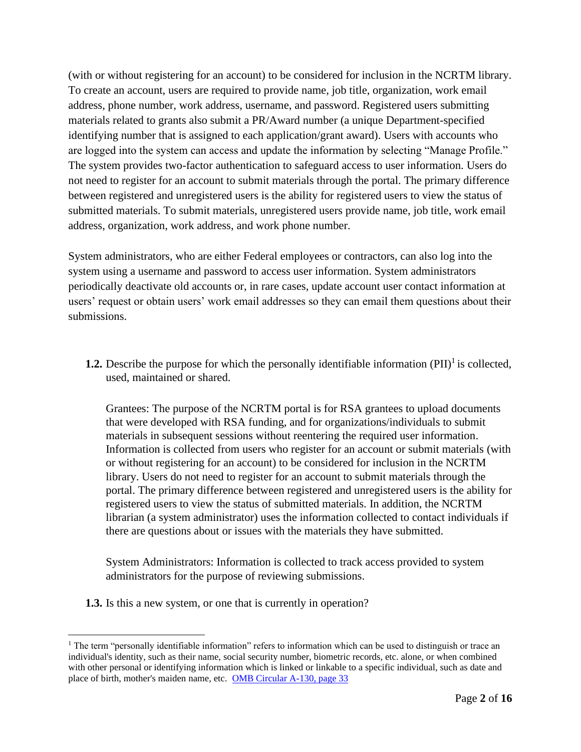(with or without registering for an account) to be considered for inclusion in the NCRTM library. To create an account, users are required to provide name, job title, organization, work email address, phone number, work address, username, and password. Registered users submitting materials related to grants also submit a PR/Award number (a unique Department-specified identifying number that is assigned to each application/grant award). Users with accounts who are logged into the system can access and update the information by selecting "Manage Profile." The system provides two-factor authentication to safeguard access to user information. Users do not need to register for an account to submit materials through the portal. The primary difference between registered and unregistered users is the ability for registered users to view the status of submitted materials. To submit materials, unregistered users provide name, job title, work email address, organization, work address, and work phone number.

System administrators, who are either Federal employees or contractors, can also log into the system using a username and password to access user information. System administrators periodically deactivate old accounts or, in rare cases, update account user contact information at users' request or obtain users' work email addresses so they can email them questions about their submissions.

**1.2.** Describe the purpose for which the personally identifiable information (PII)[1] is collected, used, maintained or shared.

Grantees: The purpose of the NCRTM portal is for RSA grantees to upload documents that were developed with RSA funding, and for organizations/individuals to submit materials in subsequent sessions without reentering the required user information. Information is collected from users who register for an account or submit materials (with or without registering for an account) to be considered for inclusion in the NCRTM library. Users do not need to register for an account to submit materials through the portal. The primary difference between registered and unregistered users is the ability for registered users to view the status of submitted materials. In addition, the NCRTM librarian (a system administrator) uses the information collected to contact individuals if there are questions about or issues with the materials they have submitted.

System Administrators: Information is collected to track access provided to system administrators for the purpose of reviewing submissions.

**1.3.** Is this a new system, or one that is currently in operation?

[1] The term "personally identifiable information" refers to information which can be used to distinguish or trace an individual's identity, such as their name, social security number, biometric records, etc. alone, or when combined with other personal or identifying information which is linked or linkable to a specific individual, such as date and place of birth, mother's maiden name, etc. OMB Circular A-130, page 33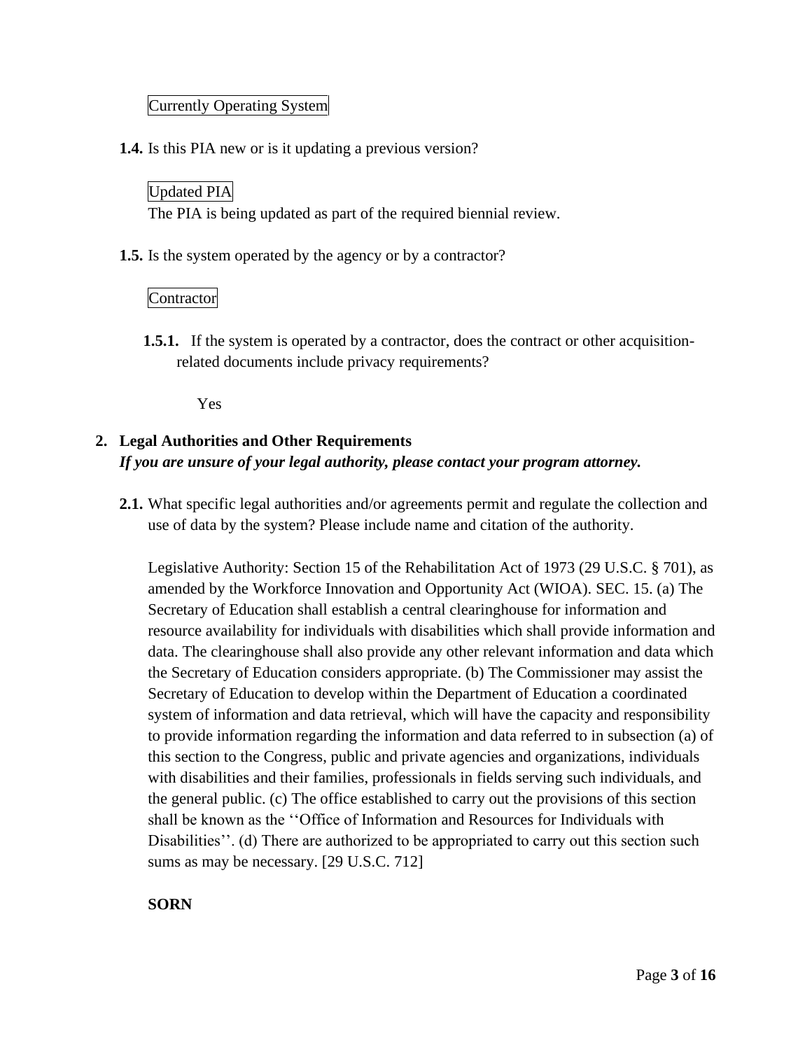Currently Operating System

**1.4.** Is this PIA new or is it updating a previous version?

Updated PIA

The PIA is being updated as part of the required biennial review.

**1.5.** Is the system operated by the agency or by a contractor?

Contractor

**1.5.1.** If the system is operated by a contractor, does the contract or other acquisition-related documents include privacy requirements?

Yes

## 2. Legal Authorities and Other Requirements

***If you are unsure of your legal authority, please contact your program attorney.***

**2.1.** What specific legal authorities and/or agreements permit and regulate the collection and use of data by the system? Please include name and citation of the authority.

Legislative Authority: Section 15 of the Rehabilitation Act of 1973 (29 U.S.C. § 701), as amended by the Workforce Innovation and Opportunity Act (WIOA). SEC. 15. (a) The Secretary of Education shall establish a central clearinghouse for information and resource availability for individuals with disabilities which shall provide information and data. The clearinghouse shall also provide any other relevant information and data which the Secretary of Education considers appropriate. (b) The Commissioner may assist the Secretary of Education to develop within the Department of Education a coordinated system of information and data retrieval, which will have the capacity and responsibility to provide information regarding the information and data referred to in subsection (a) of this section to the Congress, public and private agencies and organizations, individuals with disabilities and their families, professionals in fields serving such individuals, and the general public. (c) The office established to carry out the provisions of this section shall be known as the ''Office of Information and Resources for Individuals with Disabilities''. (d) There are authorized to be appropriated to carry out this section such sums as may be necessary. [29 U.S.C. 712]

**SORN**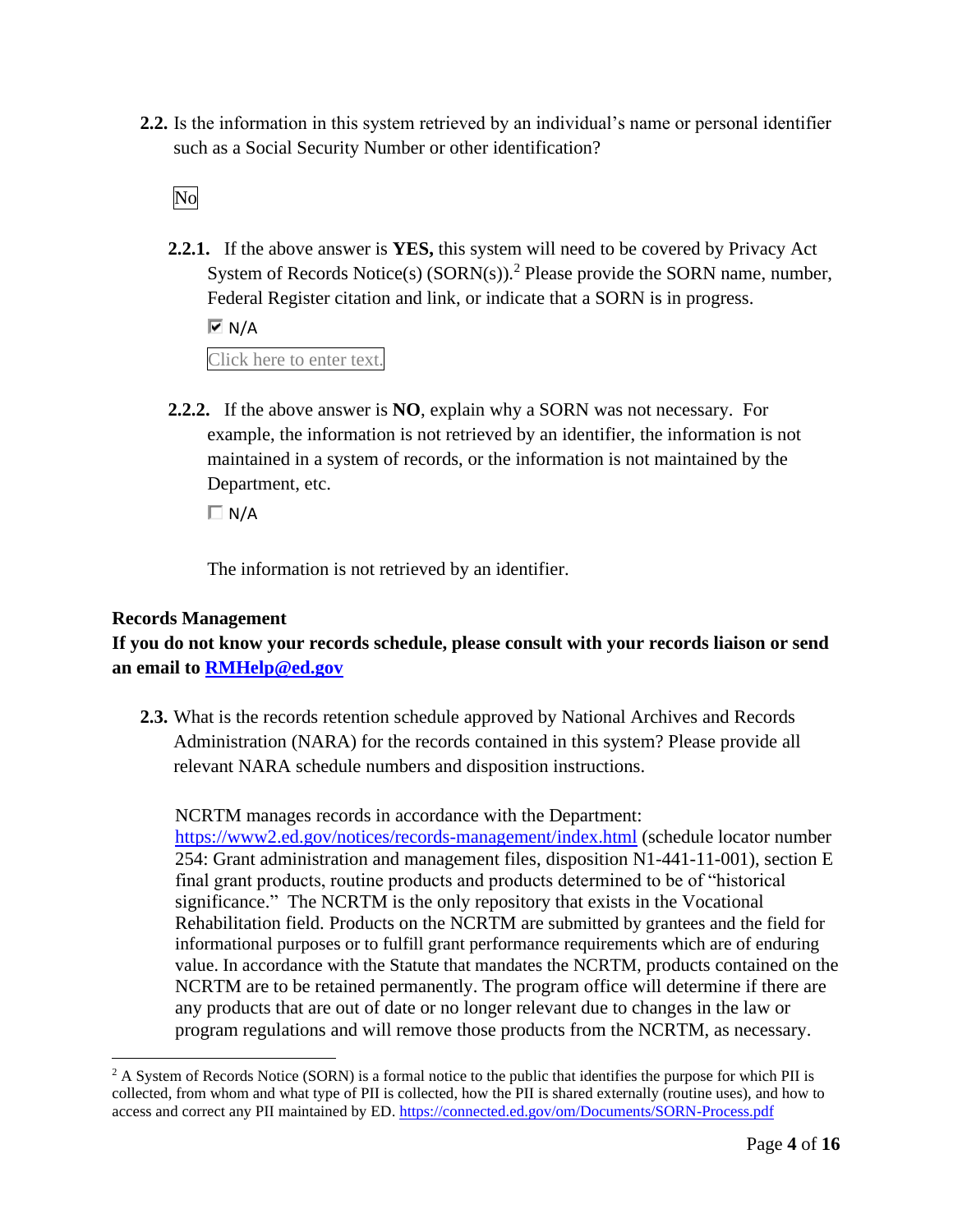**2.2.** Is the information in this system retrieved by an individual's name or personal identifier such as a Social Security Number or other identification?

No

**2.2.1.** If the above answer is **YES,** this system will need to be covered by Privacy Act System of Records Notice(s) (SORN(s)).[2] Please provide the SORN name, number, Federal Register citation and link, or indicate that a SORN is in progress.

☑ N/A

Click here to enter text.

**2.2.2.** If the above answer is **NO**, explain why a SORN was not necessary. For example, the information is not retrieved by an identifier, the information is not maintained in a system of records, or the information is not maintained by the Department, etc.

☐ N/A

The information is not retrieved by an identifier.

**Records Management**

**If you do not know your records schedule, please consult with your records liaison or send an email to [RMHelp@ed.gov](mailto:RMHelp@ed.gov)**

**2.3.** What is the records retention schedule approved by National Archives and Records Administration (NARA) for the records contained in this system? Please provide all relevant NARA schedule numbers and disposition instructions.

NCRTM manages records in accordance with the Department: https://www2.ed.gov/notices/records-management/index.html (schedule locator number 254: Grant administration and management files, disposition N1-441-11-001), section E final grant products, routine products and products determined to be of "historical significance." The NCRTM is the only repository that exists in the Vocational Rehabilitation field. Products on the NCRTM are submitted by grantees and the field for informational purposes or to fulfill grant performance requirements which are of enduring value. In accordance with the Statute that mandates the NCRTM, products contained on the NCRTM are to be retained permanently. The program office will determine if there are any products that are out of date or no longer relevant due to changes in the law or program regulations and will remove those products from the NCRTM, as necessary.

---

[2] A System of Records Notice (SORN) is a formal notice to the public that identifies the purpose for which PII is collected, from whom and what type of PII is collected, how the PII is shared externally (routine uses), and how to access and correct any PII maintained by ED. https://connected.ed.gov/om/Documents/SORN-Process.pdf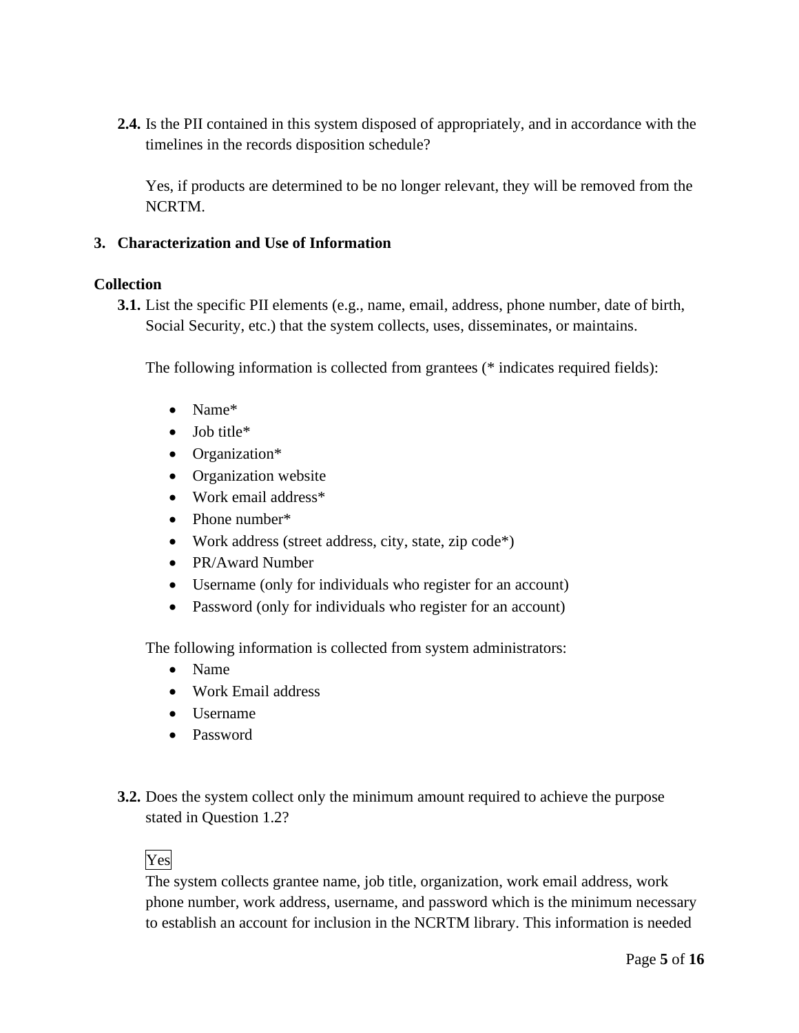**2.4.** Is the PII contained in this system disposed of appropriately, and in accordance with the timelines in the records disposition schedule?

Yes, if products are determined to be no longer relevant, they will be removed from the NCRTM.

## 3. Characterization and Use of Information

### Collection

**3.1.** List the specific PII elements (e.g., name, email, address, phone number, date of birth, Social Security, etc.) that the system collects, uses, disseminates, or maintains.

The following information is collected from grantees (* indicates required fields):

- Name*
- Job title*
- Organization*
- Organization website
- Work email address*
- Phone number*
- Work address (street address, city, state, zip code*)
- PR/Award Number
- Username (only for individuals who register for an account)
- Password (only for individuals who register for an account)

The following information is collected from system administrators:

- Name
- Work Email address
- Username
- Password

**3.2.** Does the system collect only the minimum amount required to achieve the purpose stated in Question 1.2?

Yes

The system collects grantee name, job title, organization, work email address, work phone number, work address, username, and password which is the minimum necessary to establish an account for inclusion in the NCRTM library. This information is needed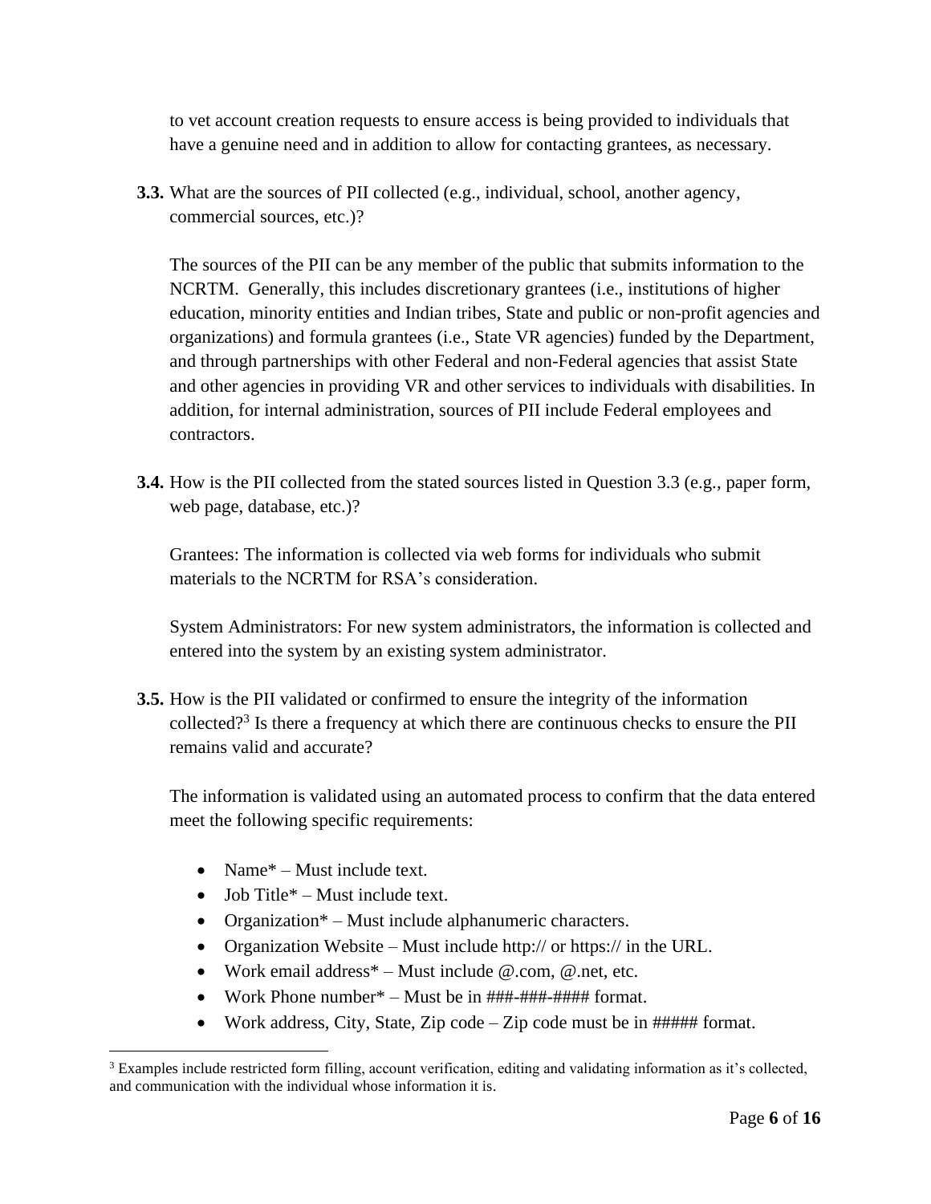to vet account creation requests to ensure access is being provided to individuals that have a genuine need and in addition to allow for contacting grantees, as necessary.

**3.3.** What are the sources of PII collected (e.g., individual, school, another agency, commercial sources, etc.)?

The sources of the PII can be any member of the public that submits information to the NCRTM. Generally, this includes discretionary grantees (i.e., institutions of higher education, minority entities and Indian tribes, State and public or non-profit agencies and organizations) and formula grantees (i.e., State VR agencies) funded by the Department, and through partnerships with other Federal and non-Federal agencies that assist State and other agencies in providing VR and other services to individuals with disabilities. In addition, for internal administration, sources of PII include Federal employees and contractors.

**3.4.** How is the PII collected from the stated sources listed in Question 3.3 (e.g., paper form, web page, database, etc.)?

Grantees: The information is collected via web forms for individuals who submit materials to the NCRTM for RSA's consideration.

System Administrators: For new system administrators, the information is collected and entered into the system by an existing system administrator.

**3.5.** How is the PII validated or confirmed to ensure the integrity of the information collected?[3] Is there a frequency at which there are continuous checks to ensure the PII remains valid and accurate?

The information is validated using an automated process to confirm that the data entered meet the following specific requirements:

- Name* – Must include text.
- Job Title* – Must include text.
- Organization* – Must include alphanumeric characters.
- Organization Website – Must include http:// or https:// in the URL.
- Work email address* – Must include @.com, @.net, etc.
- Work Phone number* – Must be in ###-###-#### format.
- Work address, City, State, Zip code – Zip code must be in ##### format.

[3] Examples include restricted form filling, account verification, editing and validating information as it's collected, and communication with the individual whose information it is.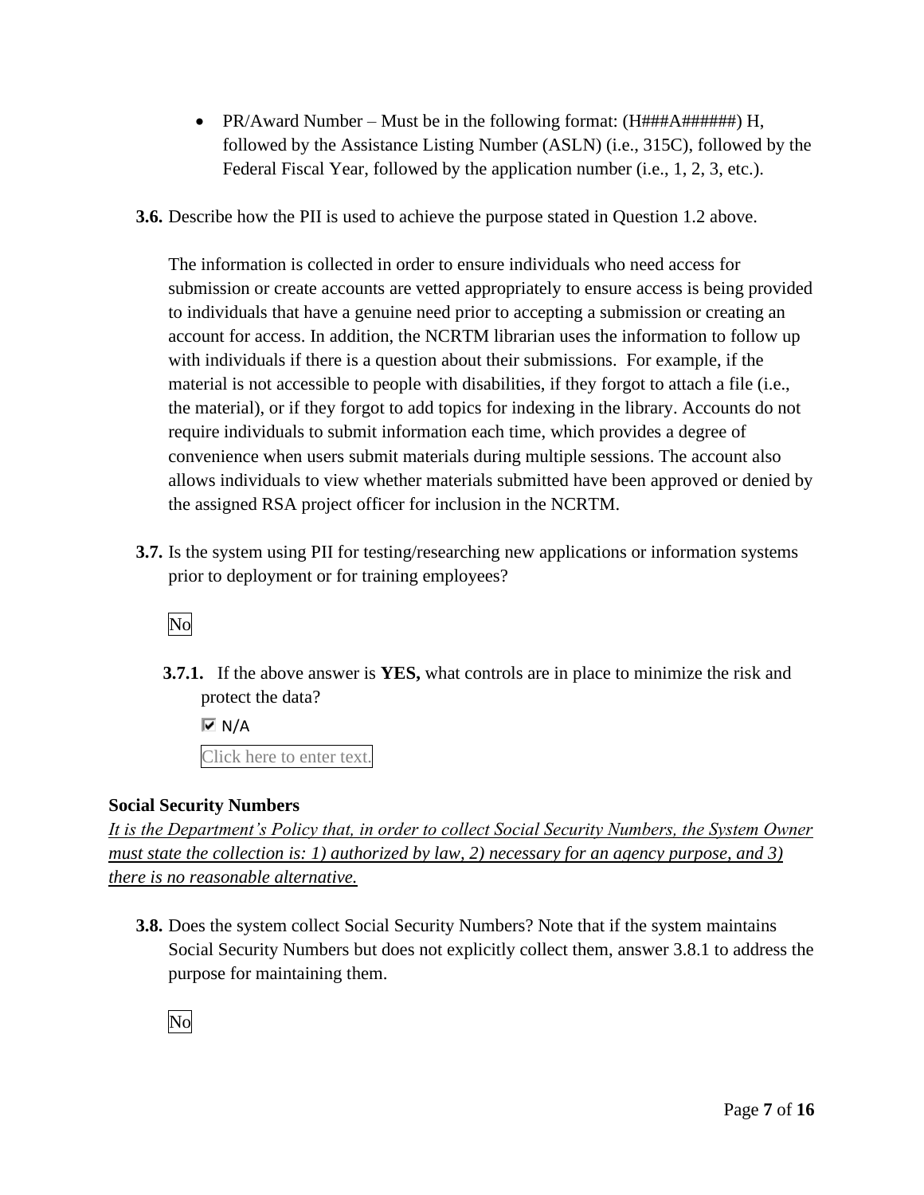- PR/Award Number – Must be in the following format: (H###A######) H, followed by the Assistance Listing Number (ASLN) (i.e., 315C), followed by the Federal Fiscal Year, followed by the application number (i.e., 1, 2, 3, etc.).

**3.6.** Describe how the PII is used to achieve the purpose stated in Question 1.2 above.

The information is collected in order to ensure individuals who need access for submission or create accounts are vetted appropriately to ensure access is being provided to individuals that have a genuine need prior to accepting a submission or creating an account for access. In addition, the NCRTM librarian uses the information to follow up with individuals if there is a question about their submissions. For example, if the material is not accessible to people with disabilities, if they forgot to attach a file (i.e., the material), or if they forgot to add topics for indexing in the library. Accounts do not require individuals to submit information each time, which provides a degree of convenience when users submit materials during multiple sessions. The account also allows individuals to view whether materials submitted have been approved or denied by the assigned RSA project officer for inclusion in the NCRTM.

**3.7.** Is the system using PII for testing/researching new applications or information systems prior to deployment or for training employees?

No

**3.7.1.** If the above answer is **YES,** what controls are in place to minimize the risk and protect the data?

☑ N/A

Click here to enter text.

**Social Security Numbers**

*It is the Department's Policy that, in order to collect Social Security Numbers, the System Owner must state the collection is: 1) authorized by law, 2) necessary for an agency purpose, and 3) there is no reasonable alternative.*

**3.8.** Does the system collect Social Security Numbers? Note that if the system maintains Social Security Numbers but does not explicitly collect them, answer 3.8.1 to address the purpose for maintaining them.

No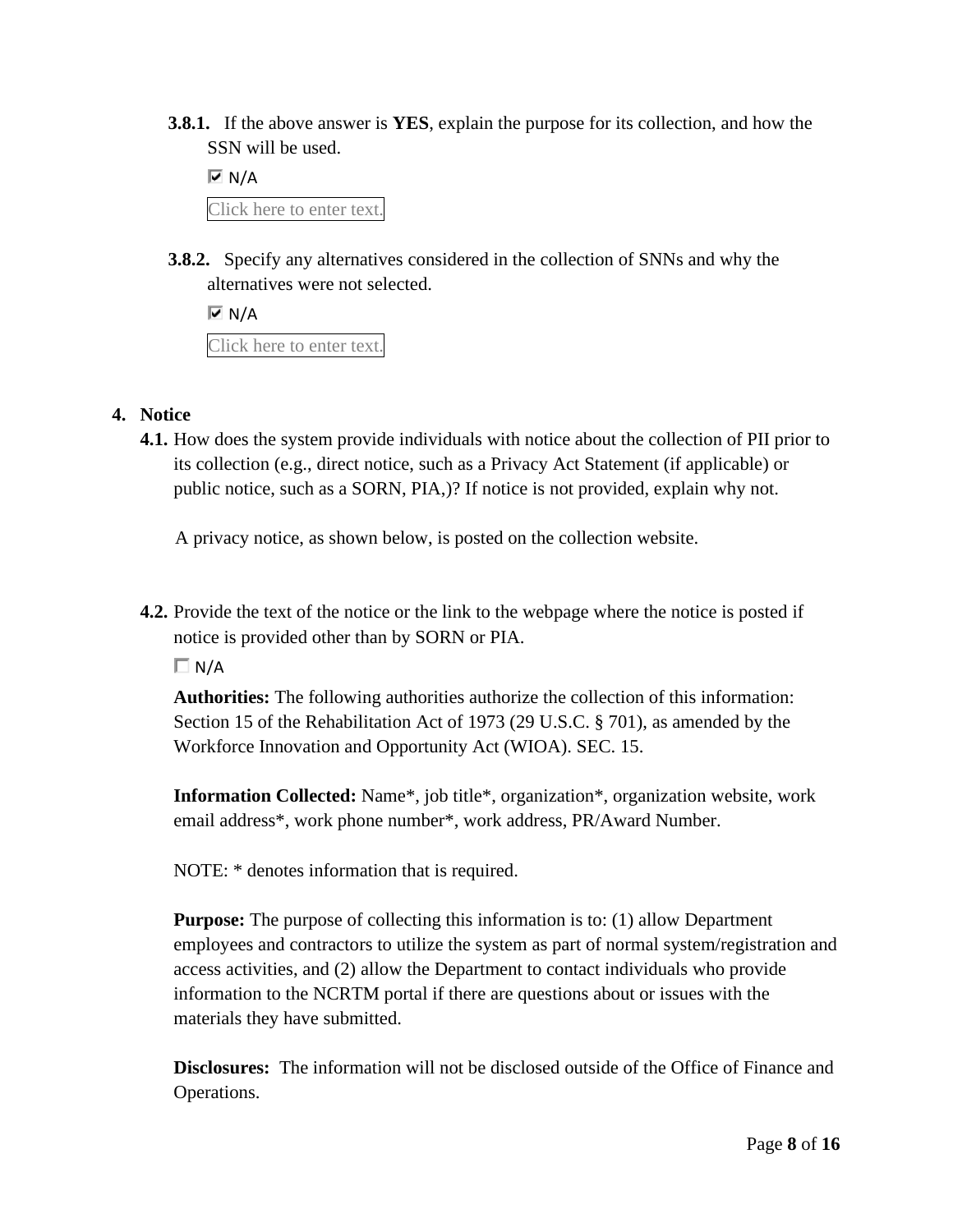**3.8.1.** If the above answer is **YES**, explain the purpose for its collection, and how the SSN will be used.

☑ N/A

Click here to enter text.

**3.8.2.** Specify any alternatives considered in the collection of SNNs and why the alternatives were not selected.

☑ N/A

Click here to enter text.

## 4. Notice

**4.1.** How does the system provide individuals with notice about the collection of PII prior to its collection (e.g., direct notice, such as a Privacy Act Statement (if applicable) or public notice, such as a SORN, PIA,)? If notice is not provided, explain why not.

A privacy notice, as shown below, is posted on the collection website.

**4.2.** Provide the text of the notice or the link to the webpage where the notice is posted if notice is provided other than by SORN or PIA.

☐ N/A

**Authorities:** The following authorities authorize the collection of this information: Section 15 of the Rehabilitation Act of 1973 (29 U.S.C. § 701), as amended by the Workforce Innovation and Opportunity Act (WIOA). SEC. 15.

**Information Collected:** Name*, job title*, organization*, organization website, work email address*, work phone number*, work address, PR/Award Number.

NOTE: * denotes information that is required.

**Purpose:** The purpose of collecting this information is to: (1) allow Department employees and contractors to utilize the system as part of normal system/registration and access activities, and (2) allow the Department to contact individuals who provide information to the NCRTM portal if there are questions about or issues with the materials they have submitted.

**Disclosures:** The information will not be disclosed outside of the Office of Finance and Operations.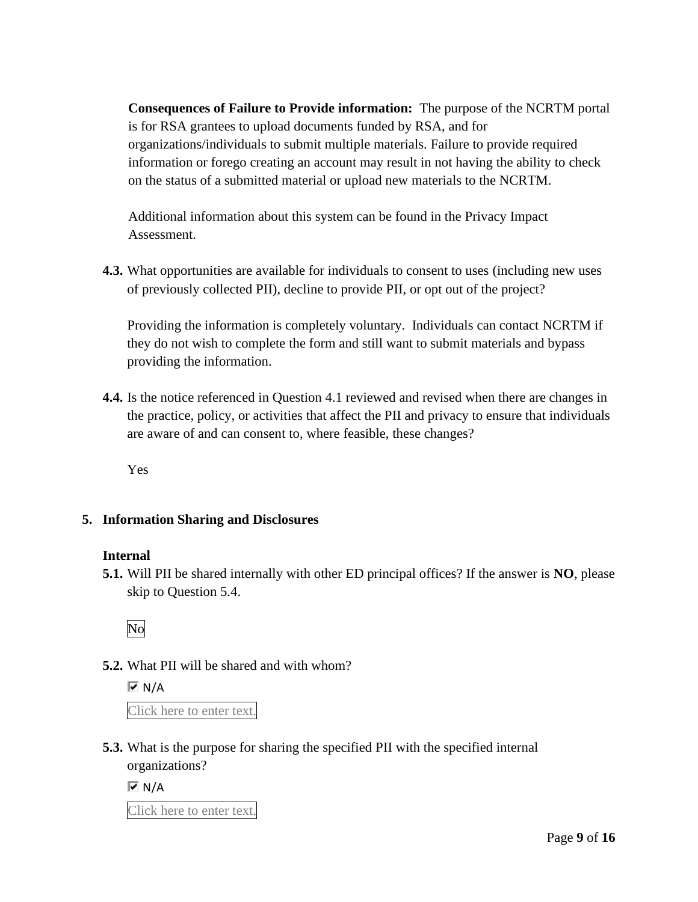**Consequences of Failure to Provide information:** The purpose of the NCRTM portal is for RSA grantees to upload documents funded by RSA, and for organizations/individuals to submit multiple materials. Failure to provide required information or forego creating an account may result in not having the ability to check on the status of a submitted material or upload new materials to the NCRTM.

Additional information about this system can be found in the Privacy Impact Assessment.

**4.3.** What opportunities are available for individuals to consent to uses (including new uses of previously collected PII), decline to provide PII, or opt out of the project?

Providing the information is completely voluntary. Individuals can contact NCRTM if they do not wish to complete the form and still want to submit materials and bypass providing the information.

**4.4.** Is the notice referenced in Question 4.1 reviewed and revised when there are changes in the practice, policy, or activities that affect the PII and privacy to ensure that individuals are aware of and can consent to, where feasible, these changes?

Yes

## 5. Information Sharing and Disclosures

### Internal

**5.1.** Will PII be shared internally with other ED principal offices? If the answer is **NO**, please skip to Question 5.4.

No

**5.2.** What PII will be shared and with whom?

☑ N/A

Click here to enter text.

**5.3.** What is the purpose for sharing the specified PII with the specified internal organizations?

☑ N/A

Click here to enter text.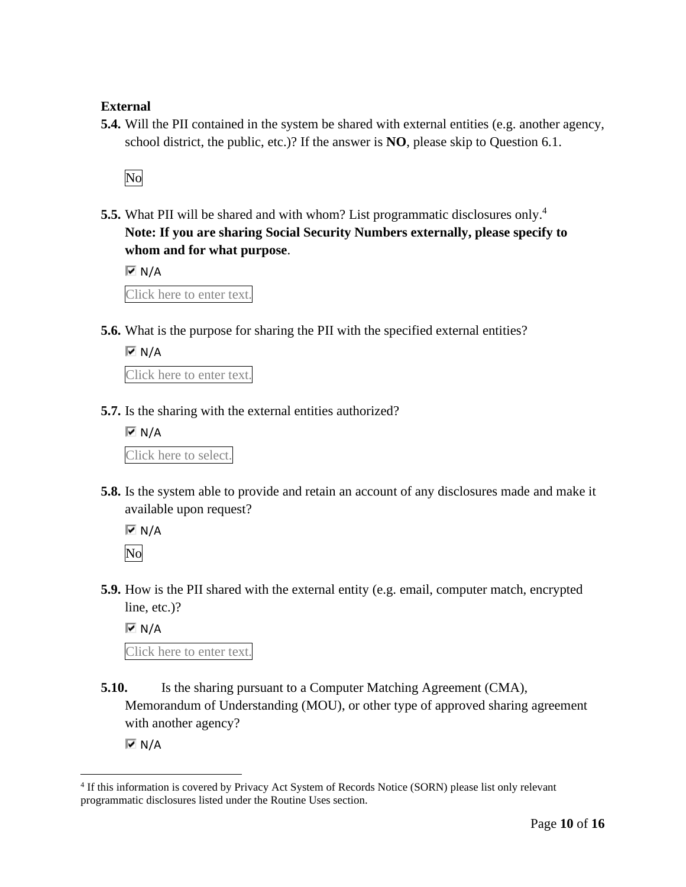**External**

**5.4.** Will the PII contained in the system be shared with external entities (e.g. another agency, school district, the public, etc.)? If the answer is **NO**, please skip to Question 6.1.

No

**5.5.** What PII will be shared and with whom? List programmatic disclosures only.[4]
**Note: If you are sharing Social Security Numbers externally, please specify to whom and for what purpose**.

☑ N/A

Click here to enter text.

**5.6.** What is the purpose for sharing the PII with the specified external entities?

☑ N/A

Click here to enter text.

**5.7.** Is the sharing with the external entities authorized?

☑ N/A

Click here to select.

**5.8.** Is the system able to provide and retain an account of any disclosures made and make it available upon request?

☑ N/A

No

**5.9.** How is the PII shared with the external entity (e.g. email, computer match, encrypted line, etc.)?

☑ N/A

Click here to enter text.

**5.10.** Is the sharing pursuant to a Computer Matching Agreement (CMA), Memorandum of Understanding (MOU), or other type of approved sharing agreement with another agency?

☑ N/A

---

[4] If this information is covered by Privacy Act System of Records Notice (SORN) please list only relevant programmatic disclosures listed under the Routine Uses section.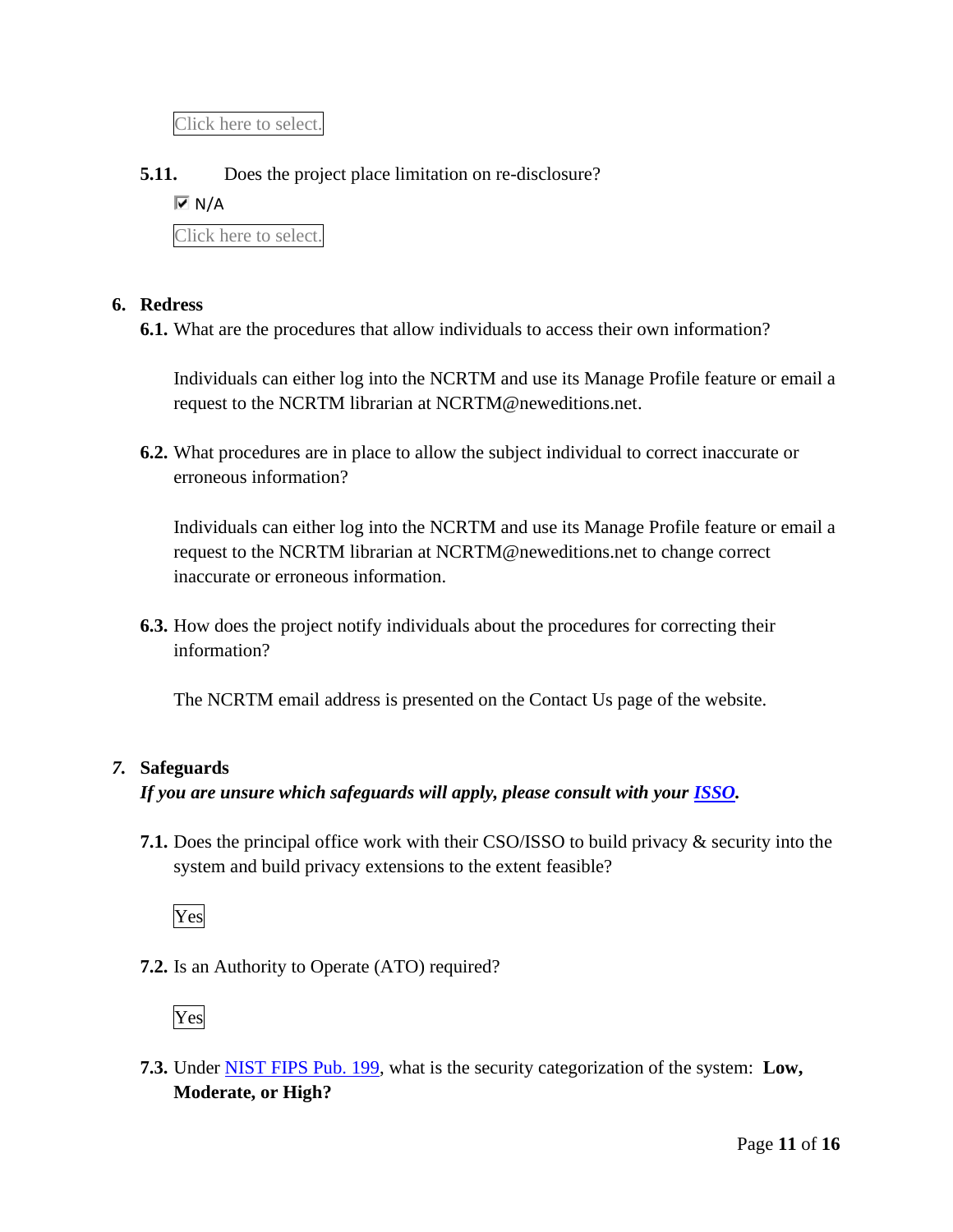Click here to select.

**5.11.** Does the project place limitation on re-disclosure?

☑ N/A

Click here to select.

**6. Redress**

**6.1.** What are the procedures that allow individuals to access their own information?

Individuals can either log into the NCRTM and use its Manage Profile feature or email a request to the NCRTM librarian at NCRTM@neweditions.net.

**6.2.** What procedures are in place to allow the subject individual to correct inaccurate or erroneous information?

Individuals can either log into the NCRTM and use its Manage Profile feature or email a request to the NCRTM librarian at NCRTM@neweditions.net to change correct inaccurate or erroneous information.

**6.3.** How does the project notify individuals about the procedures for correcting their information?

The NCRTM email address is presented on the Contact Us page of the website.

***7.* Safeguards**

***If you are unsure which safeguards will apply, please consult with your ISSO.***

**7.1.** Does the principal office work with their CSO/ISSO to build privacy & security into the system and build privacy extensions to the extent feasible?

Yes

**7.2.** Is an Authority to Operate (ATO) required?

Yes

**7.3.** Under NIST FIPS Pub. 199, what is the security categorization of the system: **Low, Moderate, or High?**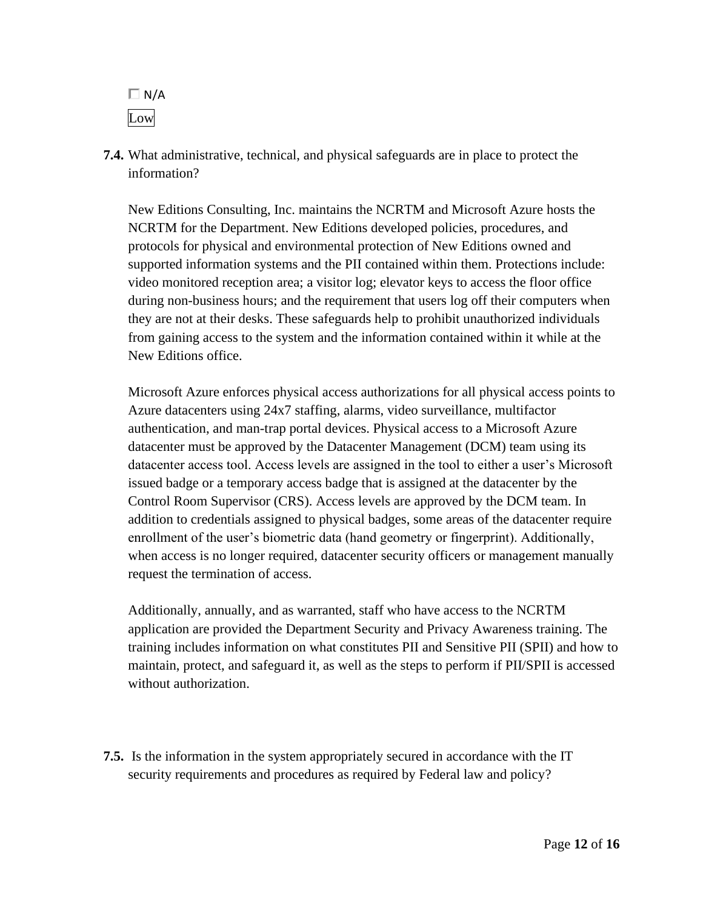☐ N/A

Low

**7.4.** What administrative, technical, and physical safeguards are in place to protect the information?

New Editions Consulting, Inc. maintains the NCRTM and Microsoft Azure hosts the NCRTM for the Department. New Editions developed policies, procedures, and protocols for physical and environmental protection of New Editions owned and supported information systems and the PII contained within them. Protections include: video monitored reception area; a visitor log; elevator keys to access the floor office during non-business hours; and the requirement that users log off their computers when they are not at their desks. These safeguards help to prohibit unauthorized individuals from gaining access to the system and the information contained within it while at the New Editions office.

Microsoft Azure enforces physical access authorizations for all physical access points to Azure datacenters using 24x7 staffing, alarms, video surveillance, multifactor authentication, and man-trap portal devices. Physical access to a Microsoft Azure datacenter must be approved by the Datacenter Management (DCM) team using its datacenter access tool. Access levels are assigned in the tool to either a user's Microsoft issued badge or a temporary access badge that is assigned at the datacenter by the Control Room Supervisor (CRS). Access levels are approved by the DCM team. In addition to credentials assigned to physical badges, some areas of the datacenter require enrollment of the user's biometric data (hand geometry or fingerprint). Additionally, when access is no longer required, datacenter security officers or management manually request the termination of access.

Additionally, annually, and as warranted, staff who have access to the NCRTM application are provided the Department Security and Privacy Awareness training. The training includes information on what constitutes PII and Sensitive PII (SPII) and how to maintain, protect, and safeguard it, as well as the steps to perform if PII/SPII is accessed without authorization.

**7.5.** Is the information in the system appropriately secured in accordance with the IT security requirements and procedures as required by Federal law and policy?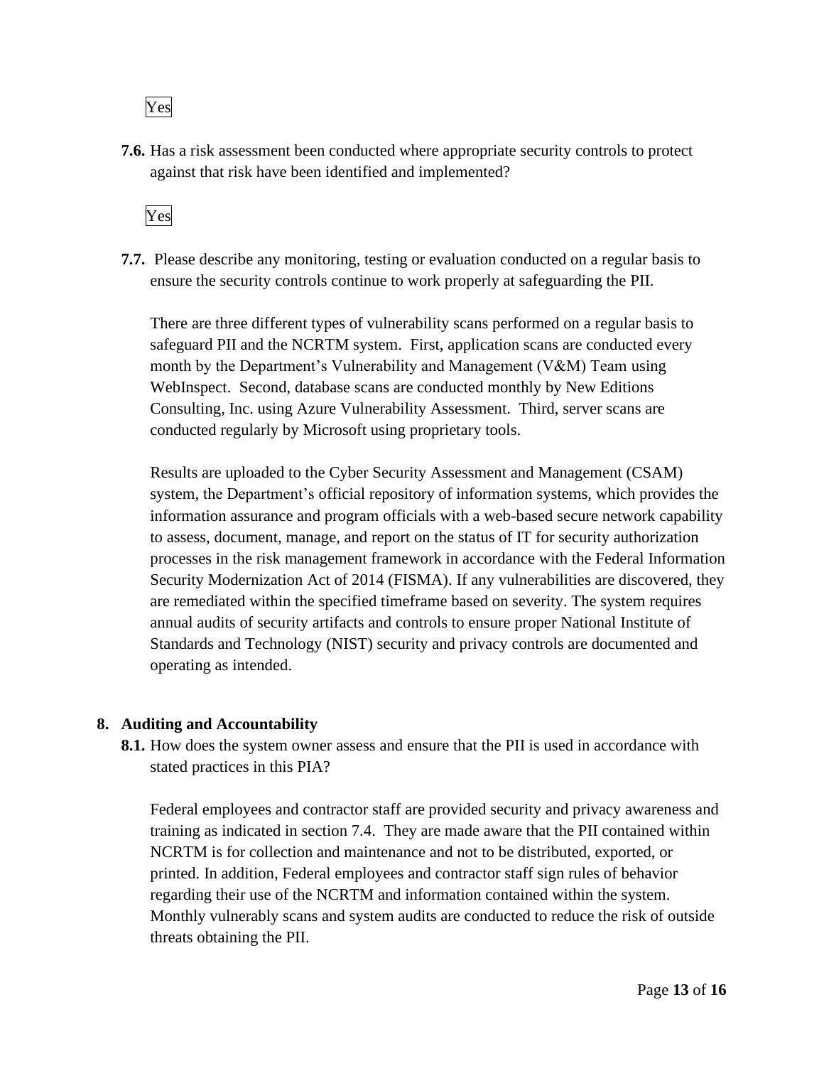Yes

**7.6.** Has a risk assessment been conducted where appropriate security controls to protect against that risk have been identified and implemented?

Yes

**7.7.** Please describe any monitoring, testing or evaluation conducted on a regular basis to ensure the security controls continue to work properly at safeguarding the PII.

There are three different types of vulnerability scans performed on a regular basis to safeguard PII and the NCRTM system. First, application scans are conducted every month by the Department's Vulnerability and Management (V&M) Team using WebInspect. Second, database scans are conducted monthly by New Editions Consulting, Inc. using Azure Vulnerability Assessment. Third, server scans are conducted regularly by Microsoft using proprietary tools.

Results are uploaded to the Cyber Security Assessment and Management (CSAM) system, the Department's official repository of information systems, which provides the information assurance and program officials with a web-based secure network capability to assess, document, manage, and report on the status of IT for security authorization processes in the risk management framework in accordance with the Federal Information Security Modernization Act of 2014 (FISMA). If any vulnerabilities are discovered, they are remediated within the specified timeframe based on severity. The system requires annual audits of security artifacts and controls to ensure proper National Institute of Standards and Technology (NIST) security and privacy controls are documented and operating as intended.

## 8. Auditing and Accountability

**8.1.** How does the system owner assess and ensure that the PII is used in accordance with stated practices in this PIA?

Federal employees and contractor staff are provided security and privacy awareness and training as indicated in section 7.4. They are made aware that the PII contained within NCRTM is for collection and maintenance and not to be distributed, exported, or printed. In addition, Federal employees and contractor staff sign rules of behavior regarding their use of the NCRTM and information contained within the system. Monthly vulnerably scans and system audits are conducted to reduce the risk of outside threats obtaining the PII.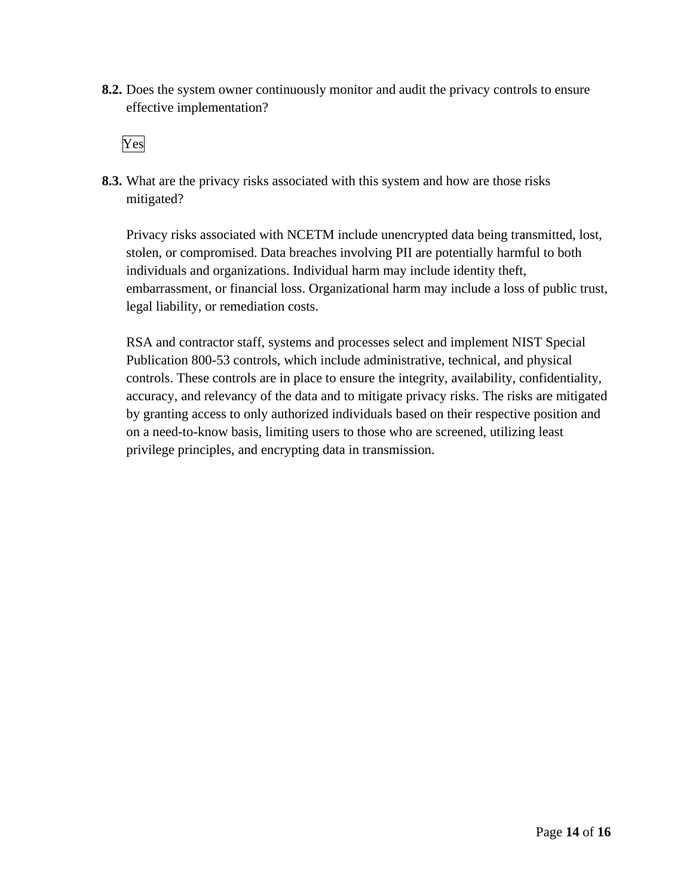**8.2.** Does the system owner continuously monitor and audit the privacy controls to ensure effective implementation?

Yes

**8.3.** What are the privacy risks associated with this system and how are those risks mitigated?

Privacy risks associated with NCETM include unencrypted data being transmitted, lost, stolen, or compromised. Data breaches involving PII are potentially harmful to both individuals and organizations. Individual harm may include identity theft, embarrassment, or financial loss. Organizational harm may include a loss of public trust, legal liability, or remediation costs.

RSA and contractor staff, systems and processes select and implement NIST Special Publication 800-53 controls, which include administrative, technical, and physical controls. These controls are in place to ensure the integrity, availability, confidentiality, accuracy, and relevancy of the data and to mitigate privacy risks. The risks are mitigated by granting access to only authorized individuals based on their respective position and on a need-to-know basis, limiting users to those who are screened, utilizing least privilege principles, and encrypting data in transmission.